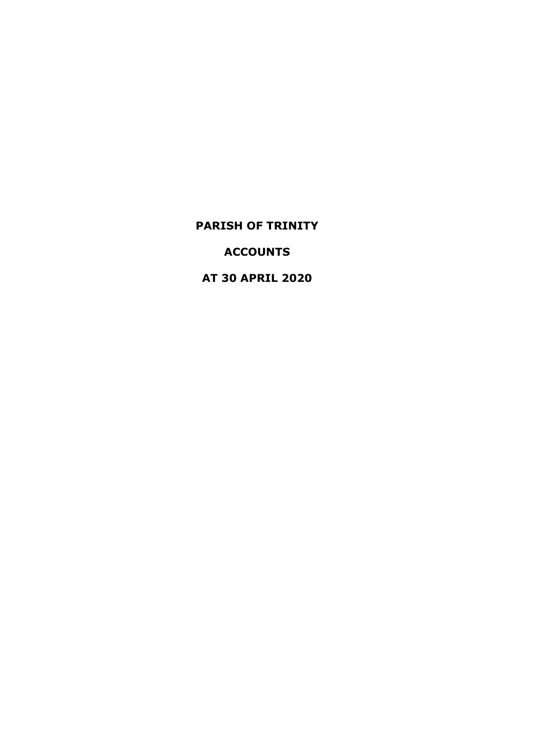# PARISH OF TRINITY

# ACCOUNTS

# AT 30 APRIL 2020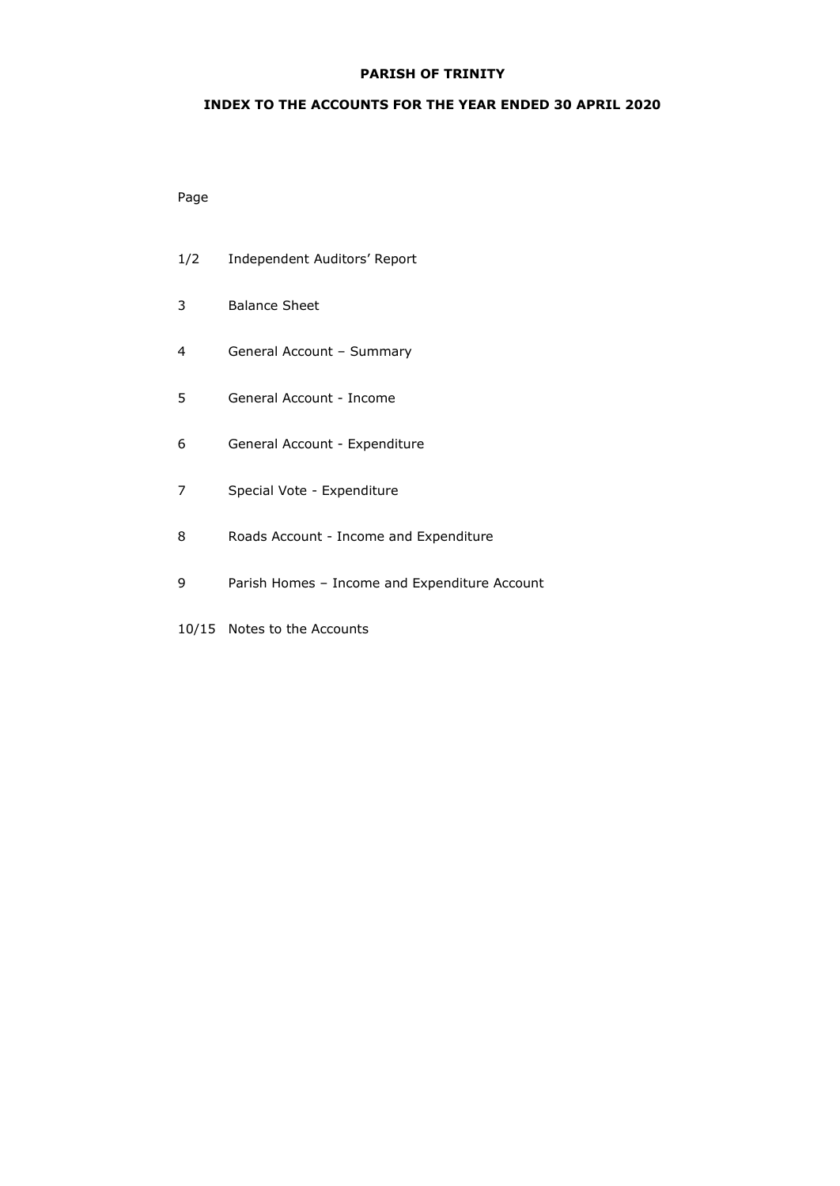**PARISH OF TRINITY**

**INDEX TO THE ACCOUNTS FOR THE YEAR ENDED 30 APRIL 2020**

| Page | |
|---|---|
| 1/2 | Independent Auditors' Report |
| 3 | Balance Sheet |
| 4 | General Account – Summary |
| 5 | General Account - Income |
| 6 | General Account - Expenditure |
| 7 | Special Vote - Expenditure |
| 8 | Roads Account - Income and Expenditure |
| 9 | Parish Homes – Income and Expenditure Account |
| 10/15 | Notes to the Accounts |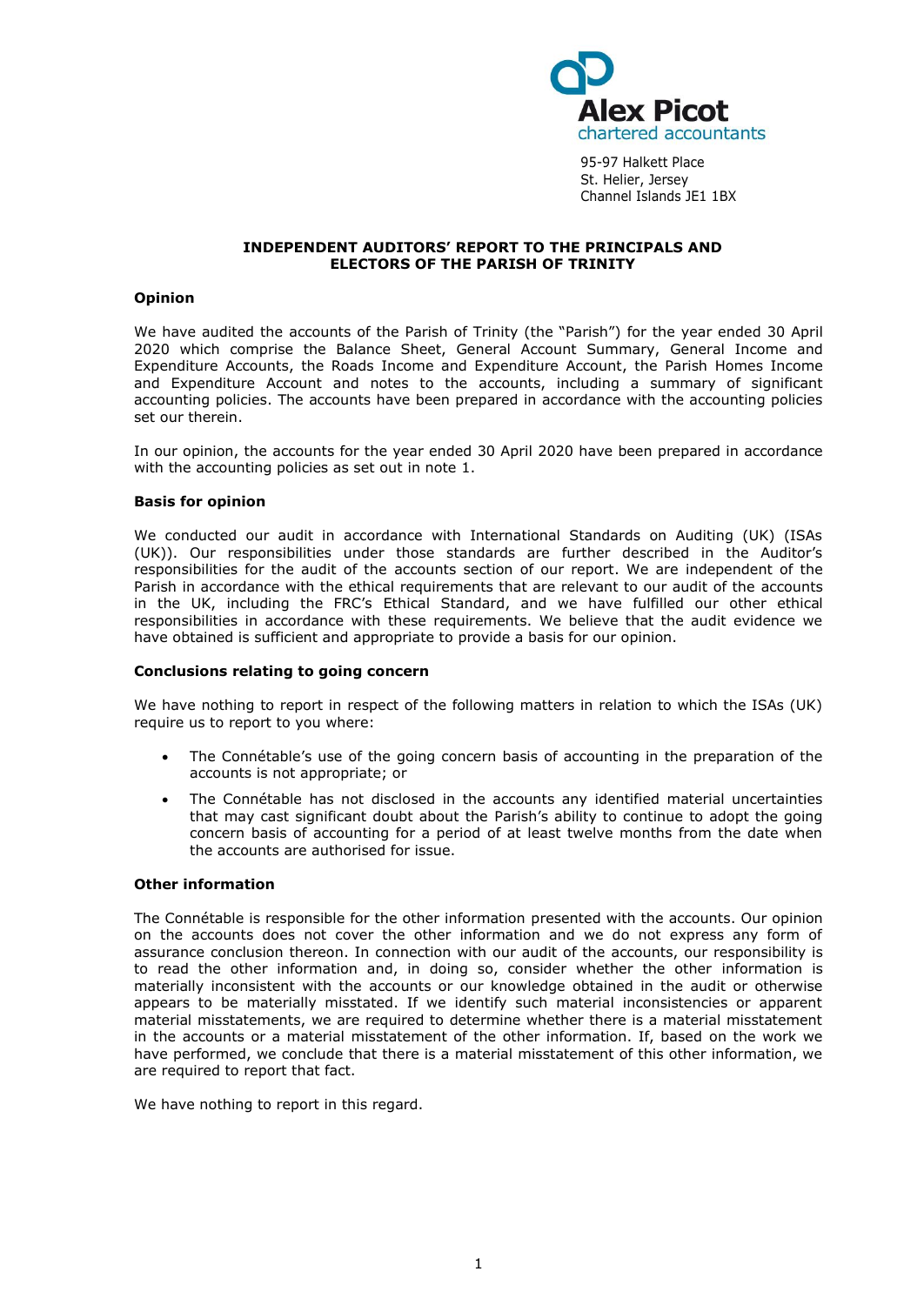Alex Picot
chartered accountants

95-97 Halkett Place
St. Helier, Jersey
Channel Islands JE1 1BX

## INDEPENDENT AUDITORS' REPORT TO THE PRINCIPALS AND ELECTORS OF THE PARISH OF TRINITY

### Opinion

We have audited the accounts of the Parish of Trinity (the "Parish") for the year ended 30 April 2020 which comprise the Balance Sheet, General Account Summary, General Income and Expenditure Accounts, the Roads Income and Expenditure Account, the Parish Homes Income and Expenditure Account and notes to the accounts, including a summary of significant accounting policies. The accounts have been prepared in accordance with the accounting policies set our therein.

In our opinion, the accounts for the year ended 30 April 2020 have been prepared in accordance with the accounting policies as set out in note 1.

### Basis for opinion

We conducted our audit in accordance with International Standards on Auditing (UK) (ISAs (UK)). Our responsibilities under those standards are further described in the Auditor's responsibilities for the audit of the accounts section of our report. We are independent of the Parish in accordance with the ethical requirements that are relevant to our audit of the accounts in the UK, including the FRC's Ethical Standard, and we have fulfilled our other ethical responsibilities in accordance with these requirements. We believe that the audit evidence we have obtained is sufficient and appropriate to provide a basis for our opinion.

### Conclusions relating to going concern

We have nothing to report in respect of the following matters in relation to which the ISAs (UK) require us to report to you where:

- The Connétable's use of the going concern basis of accounting in the preparation of the accounts is not appropriate; or
- The Connétable has not disclosed in the accounts any identified material uncertainties that may cast significant doubt about the Parish's ability to continue to adopt the going concern basis of accounting for a period of at least twelve months from the date when the accounts are authorised for issue.

### Other information

The Connétable is responsible for the other information presented with the accounts. Our opinion on the accounts does not cover the other information and we do not express any form of assurance conclusion thereon. In connection with our audit of the accounts, our responsibility is to read the other information and, in doing so, consider whether the other information is materially inconsistent with the accounts or our knowledge obtained in the audit or otherwise appears to be materially misstated. If we identify such material inconsistencies or apparent material misstatements, we are required to determine whether there is a material misstatement in the accounts or a material misstatement of the other information. If, based on the work we have performed, we conclude that there is a material misstatement of this other information, we are required to report that fact.

We have nothing to report in this regard.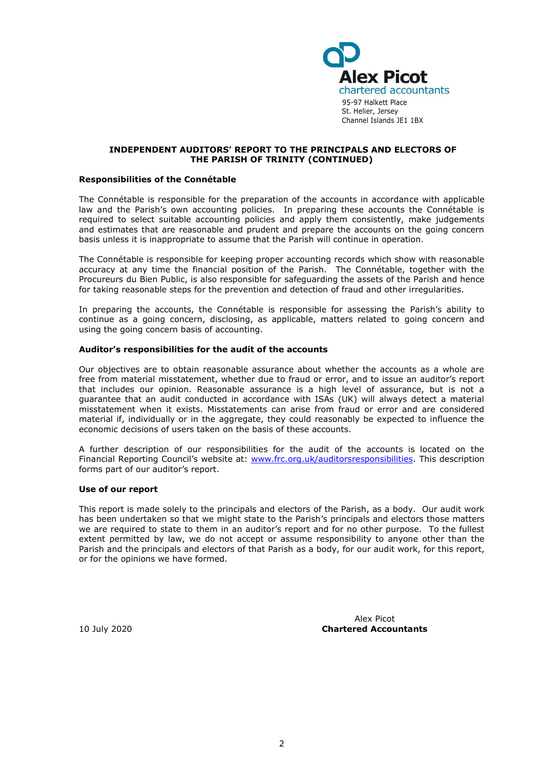Alex Picot
chartered accountants
95-97 Halkett Place
St. Helier, Jersey
Channel Islands JE1 1BX

## INDEPENDENT AUDITORS' REPORT TO THE PRINCIPALS AND ELECTORS OF THE PARISH OF TRINITY (CONTINUED)

**Responsibilities of the Connétable**

The Connétable is responsible for the preparation of the accounts in accordance with applicable law and the Parish's own accounting policies. In preparing these accounts the Connétable is required to select suitable accounting policies and apply them consistently, make judgements and estimates that are reasonable and prudent and prepare the accounts on the going concern basis unless it is inappropriate to assume that the Parish will continue in operation.

The Connétable is responsible for keeping proper accounting records which show with reasonable accuracy at any time the financial position of the Parish. The Connétable, together with the Procureurs du Bien Public, is also responsible for safeguarding the assets of the Parish and hence for taking reasonable steps for the prevention and detection of fraud and other irregularities.

In preparing the accounts, the Connétable is responsible for assessing the Parish's ability to continue as a going concern, disclosing, as applicable, matters related to going concern and using the going concern basis of accounting.

**Auditor's responsibilities for the audit of the accounts**

Our objectives are to obtain reasonable assurance about whether the accounts as a whole are free from material misstatement, whether due to fraud or error, and to issue an auditor's report that includes our opinion. Reasonable assurance is a high level of assurance, but is not a guarantee that an audit conducted in accordance with ISAs (UK) will always detect a material misstatement when it exists. Misstatements can arise from fraud or error and are considered material if, individually or in the aggregate, they could reasonably be expected to influence the economic decisions of users taken on the basis of these accounts.

A further description of our responsibilities for the audit of the accounts is located on the Financial Reporting Council's website at: [www.frc.org.uk/auditorsresponsibilities](www.frc.org.uk/auditorsresponsibilities). This description forms part of our auditor's report.

**Use of our report**

This report is made solely to the principals and electors of the Parish, as a body. Our audit work has been undertaken so that we might state to the Parish's principals and electors those matters we are required to state to them in an auditor's report and for no other purpose. To the fullest extent permitted by law, we do not accept or assume responsibility to anyone other than the Parish and the principals and electors of that Parish as a body, for our audit work, for this report, or for the opinions we have formed.

10 July 2020

Alex Picot
**Chartered Accountants**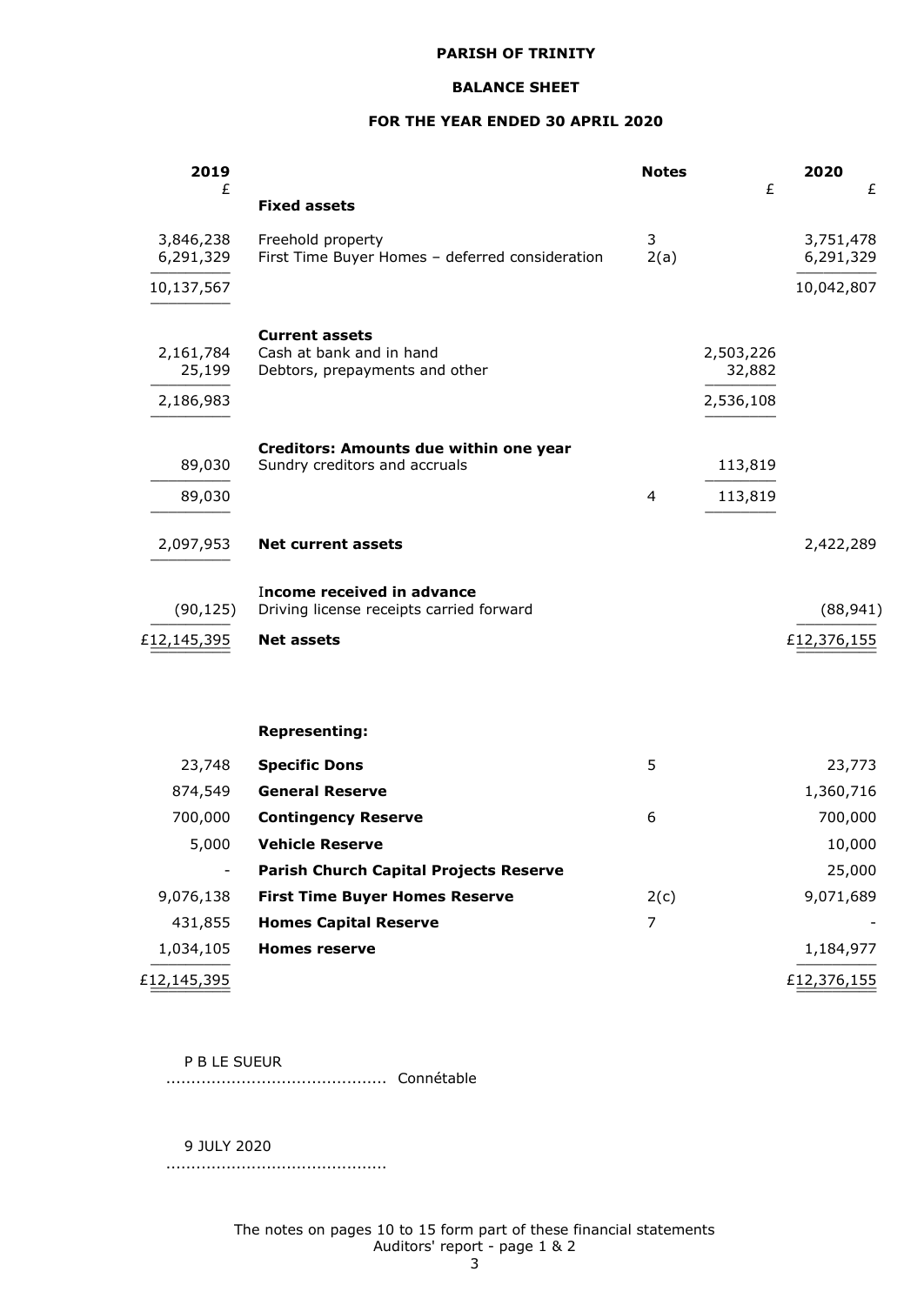**PARISH OF TRINITY**

**BALANCE SHEET**

**FOR THE YEAR ENDED 30 APRIL 2020**

| 2019 | | Notes | | 2020 |
|---|---|---|---|---|
| £ | | | £ | £ |
| | **Fixed assets** | | | |
| 3,846,238 | Freehold property | 3 | | 3,751,478 |
| 6,291,329 | First Time Buyer Homes – deferred consideration | 2(a) | | 6,291,329 |
| 10,137,567 | | | | 10,042,807 |
| | **Current assets** | | | |
| 2,161,784 | Cash at bank and in hand | | 2,503,226 | |
| 25,199 | Debtors, prepayments and other | | 32,882 | |
| 2,186,983 | | | 2,536,108 | |
| | **Creditors: Amounts due within one year** | | | |
| 89,030 | Sundry creditors and accruals | | 113,819 | |
| 89,030 | | 4 | 113,819 | |
| 2,097,953 | **Net current assets** | | | 2,422,289 |
| | **Income received in advance** | | | |
| (90,125) | Driving license receipts carried forward | | | (88,941) |
| £12,145,395 | **Net assets** | | | £12,376,155 |

| 2019 | | Notes | 2020 |
|---|---|---|---|
| | **Representing:** | | |
| 23,748 | **Specific Dons** | 5 | 23,773 |
| 874,549 | **General Reserve** | | 1,360,716 |
| 700,000 | **Contingency Reserve** | 6 | 700,000 |
| 5,000 | **Vehicle Reserve** | | 10,000 |
| - | **Parish Church Capital Projects Reserve** | | 25,000 |
| 9,076,138 | **First Time Buyer Homes Reserve** | 2(c) | 9,071,689 |
| 431,855 | **Homes Capital Reserve** | 7 | - |
| 1,034,105 | **Homes reserve** | | 1,184,977 |
| £12,145,395 | | | £12,376,155 |

P B LE SUEUR
............................................ Connétable

9 JULY 2020
............................................

The notes on pages 10 to 15 form part of these financial statements
Auditors' report - page 1 & 2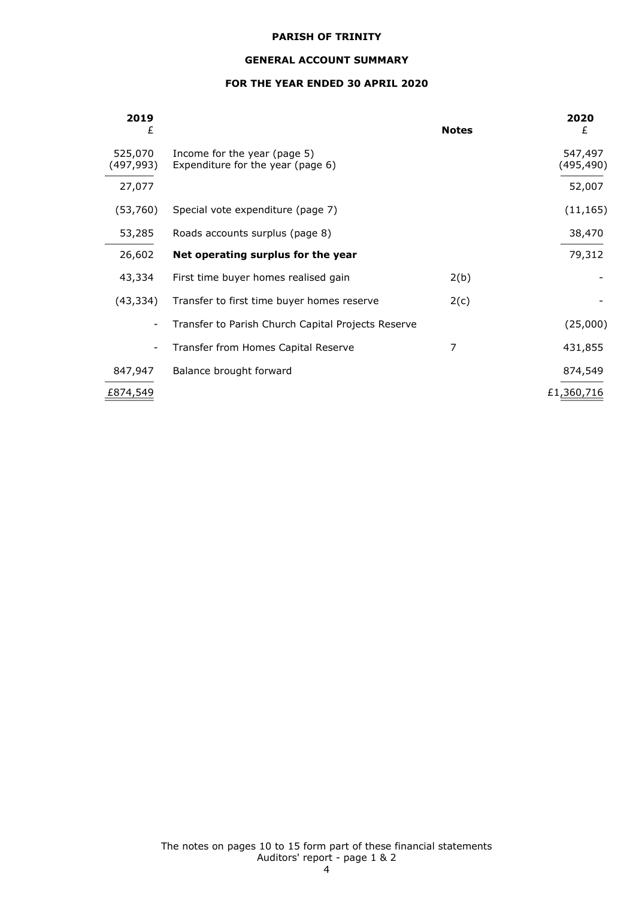**PARISH OF TRINITY**

**GENERAL ACCOUNT SUMMARY**

**FOR THE YEAR ENDED 30 APRIL 2020**

| 2019 £ | | Notes | 2020 £ |
|---|---|---|---|
| 525,070 | Income for the year (page 5) | | 547,497 |
| (497,993) | Expenditure for the year (page 6) | | (495,490) |
| 27,077 | | | 52,007 |
| (53,760) | Special vote expenditure (page 7) | | (11,165) |
| 53,285 | Roads accounts surplus (page 8) | | 38,470 |
| 26,602 | **Net operating surplus for the year** | | 79,312 |
| 43,334 | First time buyer homes realised gain | 2(b) | - |
| (43,334) | Transfer to first time buyer homes reserve | 2(c) | - |
| - | Transfer to Parish Church Capital Projects Reserve | | (25,000) |
| - | Transfer from Homes Capital Reserve | 7 | 431,855 |
| 847,947 | Balance brought forward | | 874,549 |
| £874,549 | | | £1,360,716 |

The notes on pages 10 to 15 form part of these financial statements
Auditors' report - page 1 & 2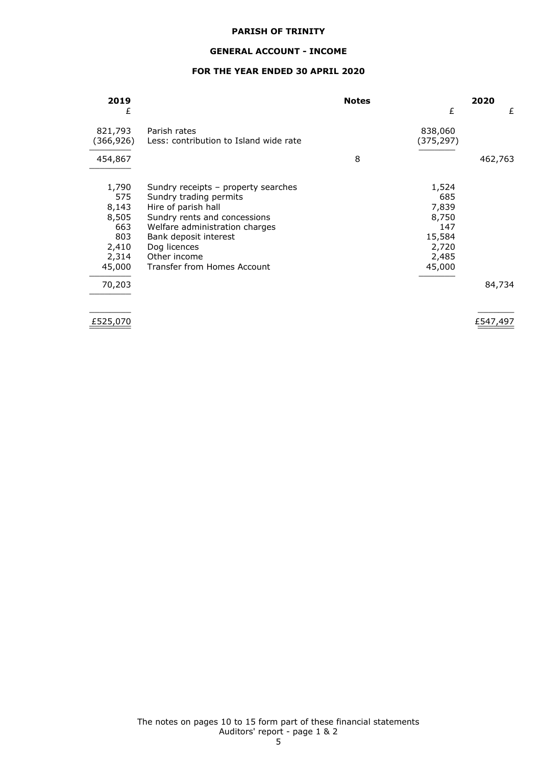**PARISH OF TRINITY**

**GENERAL ACCOUNT - INCOME**

**FOR THE YEAR ENDED 30 APRIL 2020**

| 2019 | | Notes | | 2020 |
|---|---|---|---|---|
| £ | | | £ | £ |
| 821,793 | Parish rates | | 838,060 | |
| (366,926) | Less: contribution to Island wide rate | | (375,297) | |
| 454,867 | | 8 | | 462,763 |
| 1,790 | Sundry receipts – property searches | | 1,524 | |
| 575 | Sundry trading permits | | 685 | |
| 8,143 | Hire of parish hall | | 7,839 | |
| 8,505 | Sundry rents and concessions | | 8,750 | |
| 663 | Welfare administration charges | | 147 | |
| 803 | Bank deposit interest | | 15,584 | |
| 2,410 | Dog licences | | 2,720 | |
| 2,314 | Other income | | 2,485 | |
| 45,000 | Transfer from Homes Account | | 45,000 | |
| 70,203 | | | | 84,734 |
| £525,070 | | | | £547,497 |

The notes on pages 10 to 15 form part of these financial statements
Auditors' report - page 1 & 2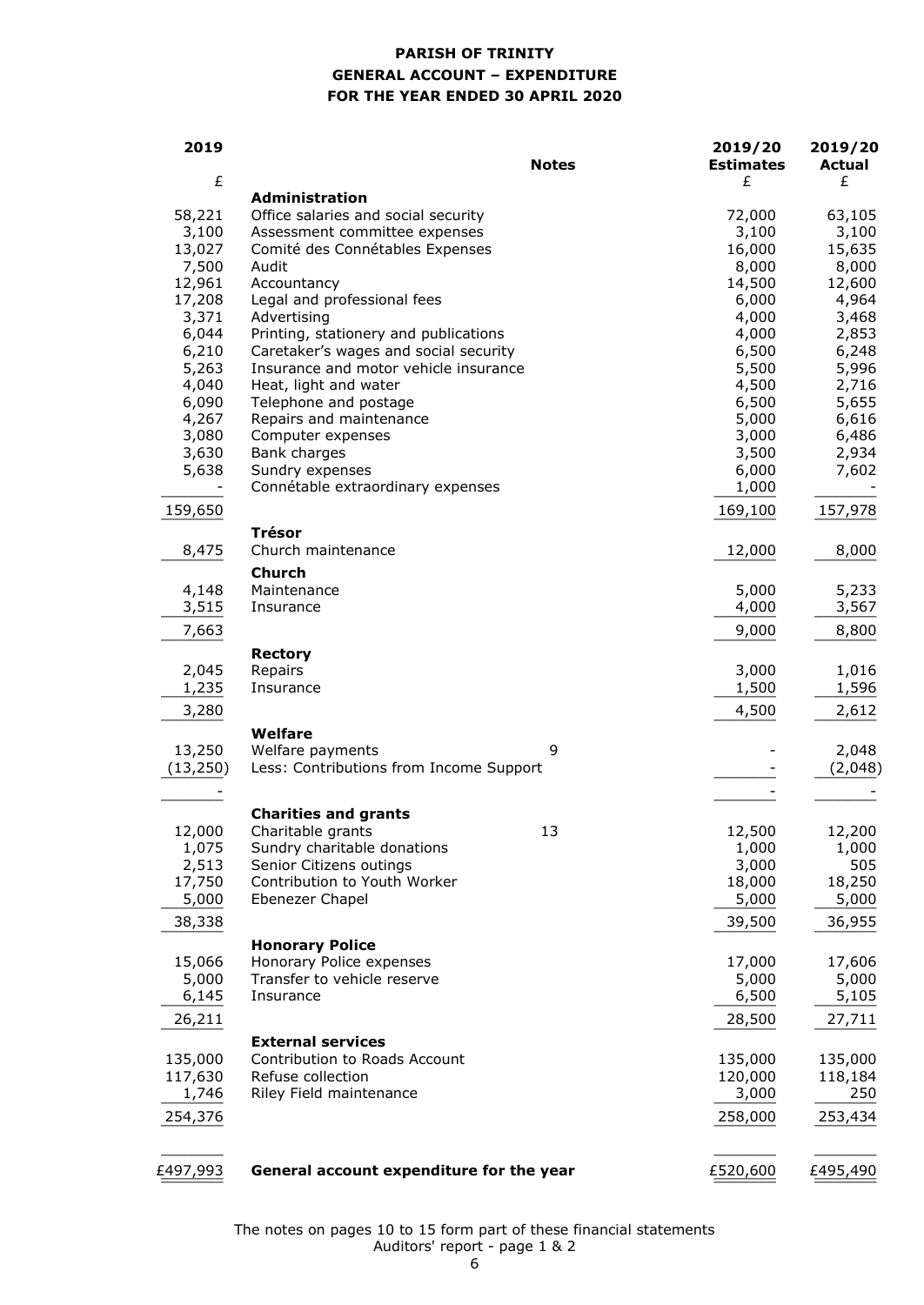**PARISH OF TRINITY**

**GENERAL ACCOUNT – EXPENDITURE**

**FOR THE YEAR ENDED 30 APRIL 2020**

| 2019 £ | | Notes | 2019/20 Estimates £ | 2019/20 Actual £ |
|---|---|---|---|---|
| | **Administration** | | | |
| 58,221 | Office salaries and social security | | 72,000 | 63,105 |
| 3,100 | Assessment committee expenses | | 3,100 | 3,100 |
| 13,027 | Comité des Connétables Expenses | | 16,000 | 15,635 |
| 7,500 | Audit | | 8,000 | 8,000 |
| 12,961 | Accountancy | | 14,500 | 12,600 |
| 17,208 | Legal and professional fees | | 6,000 | 4,964 |
| 3,371 | Advertising | | 4,000 | 3,468 |
| 6,044 | Printing, stationery and publications | | 4,000 | 2,853 |
| 6,210 | Caretaker's wages and social security | | 6,500 | 6,248 |
| 5,263 | Insurance and motor vehicle insurance | | 5,500 | 5,996 |
| 4,040 | Heat, light and water | | 4,500 | 2,716 |
| 6,090 | Telephone and postage | | 6,500 | 5,655 |
| 4,267 | Repairs and maintenance | | 5,000 | 6,616 |
| 3,080 | Computer expenses | | 3,000 | 6,486 |
| 3,630 | Bank charges | | 3,500 | 2,934 |
| 5,638 | Sundry expenses | | 6,000 | 7,602 |
| - | Connétable extraordinary expenses | | 1,000 | - |
| 159,650 | | | 169,100 | 157,978 |
| | **Trésor** | | | |
| 8,475 | Church maintenance | | 12,000 | 8,000 |
| | **Church** | | | |
| 4,148 | Maintenance | | 5,000 | 5,233 |
| 3,515 | Insurance | | 4,000 | 3,567 |
| 7,663 | | | 9,000 | 8,800 |
| | **Rectory** | | | |
| 2,045 | Repairs | | 3,000 | 1,016 |
| 1,235 | Insurance | | 1,500 | 1,596 |
| 3,280 | | | 4,500 | 2,612 |
| | **Welfare** | | | |
| 13,250 | Welfare payments | 9 | - | 2,048 |
| (13,250) | Less: Contributions from Income Support | | - | (2,048) |
| - | | | - | - |
| | **Charities and grants** | | | |
| 12,000 | Charitable grants | 13 | 12,500 | 12,200 |
| 1,075 | Sundry charitable donations | | 1,000 | 1,000 |
| 2,513 | Senior Citizens outings | | 3,000 | 505 |
| 17,750 | Contribution to Youth Worker | | 18,000 | 18,250 |
| 5,000 | Ebenezer Chapel | | 5,000 | 5,000 |
| 38,338 | | | 39,500 | 36,955 |
| | **Honorary Police** | | | |
| 15,066 | Honorary Police expenses | | 17,000 | 17,606 |
| 5,000 | Transfer to vehicle reserve | | 5,000 | 5,000 |
| 6,145 | Insurance | | 6,500 | 5,105 |
| 26,211 | | | 28,500 | 27,711 |
| | **External services** | | | |
| 135,000 | Contribution to Roads Account | | 135,000 | 135,000 |
| 117,630 | Refuse collection | | 120,000 | 118,184 |
| 1,746 | Riley Field maintenance | | 3,000 | 250 |
| 254,376 | | | 258,000 | 253,434 |
| £497,993 | **General account expenditure for the year** | | £520,600 | £495,490 |

The notes on pages 10 to 15 form part of these financial statements

Auditors' report - page 1 & 2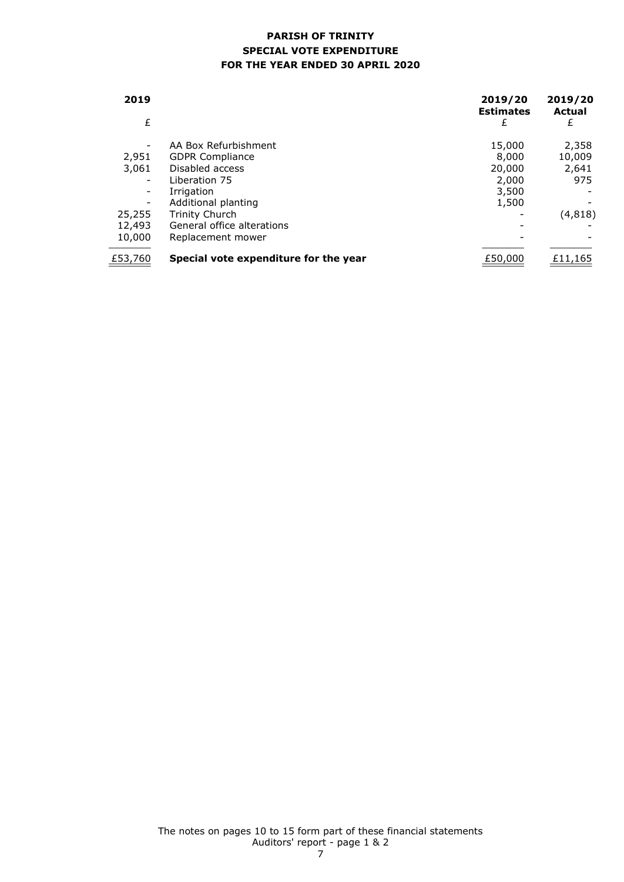# PARISH OF TRINITY

## SPECIAL VOTE EXPENDITURE

## FOR THE YEAR ENDED 30 APRIL 2020

| 2019 | | 2019/20 Estimates | 2019/20 Actual |
|---|---|---|---|
| £ | | £ | £ |
| - | AA Box Refurbishment | 15,000 | 2,358 |
| 2,951 | GDPR Compliance | 8,000 | 10,009 |
| 3,061 | Disabled access | 20,000 | 2,641 |
| - | Liberation 75 | 2,000 | 975 |
| - | Irrigation | 3,500 | - |
| - | Additional planting | 1,500 | - |
| 25,255 | Trinity Church | - | (4,818) |
| 12,493 | General office alterations | - | - |
| 10,000 | Replacement mower | - | - |
| £53,760 | **Special vote expenditure for the year** | £50,000 | £11,165 |

The notes on pages 10 to 15 form part of these financial statements
Auditors' report - page 1 & 2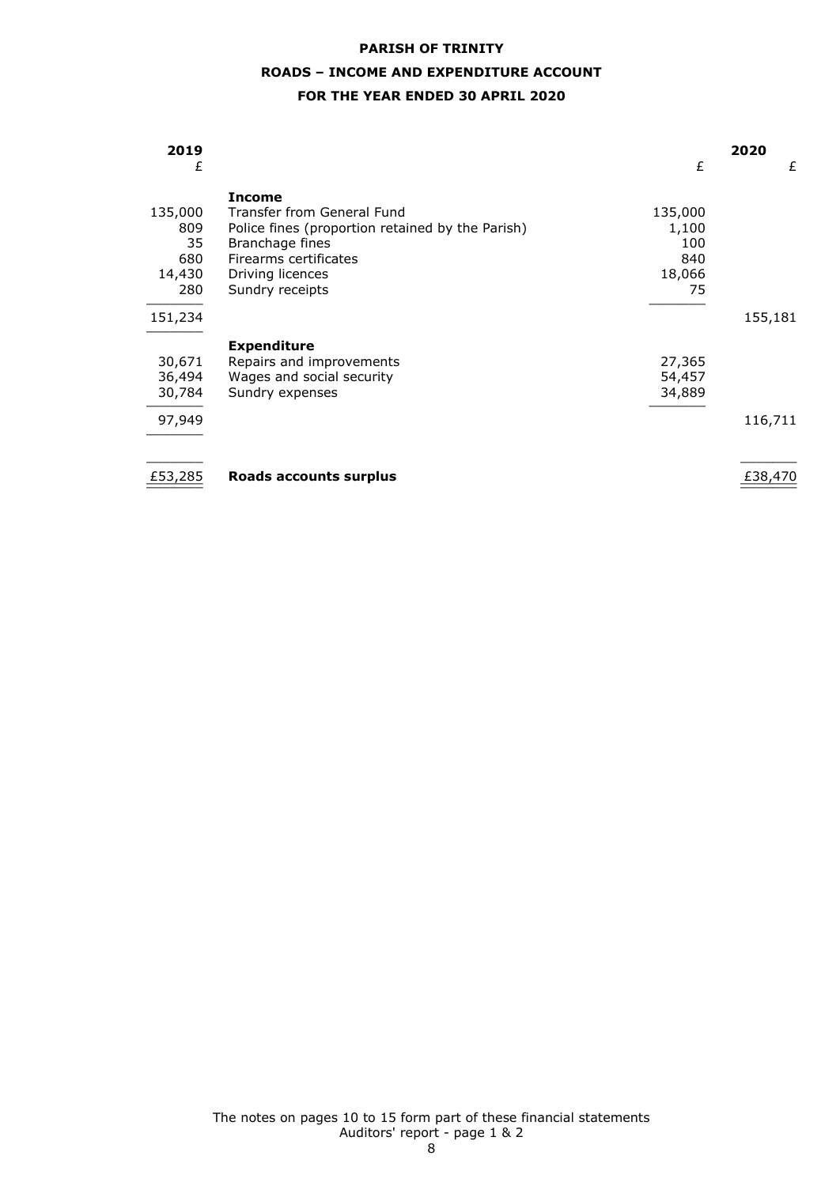**PARISH OF TRINITY**

**ROADS – INCOME AND EXPENDITURE ACCOUNT**

**FOR THE YEAR ENDED 30 APRIL 2020**

| 2019 | | | 2020 |
|---|---|---|---|
| £ | | £ | £ |
| | **Income** | | |
| 135,000 | Transfer from General Fund | 135,000 | |
| 809 | Police fines (proportion retained by the Parish) | 1,100 | |
| 35 | Branchage fines | 100 | |
| 680 | Firearms certificates | 840 | |
| 14,430 | Driving licences | 18,066 | |
| 280 | Sundry receipts | 75 | |
| 151,234 | | | 155,181 |
| | **Expenditure** | | |
| 30,671 | Repairs and improvements | 27,365 | |
| 36,494 | Wages and social security | 54,457 | |
| 30,784 | Sundry expenses | 34,889 | |
| 97,949 | | | 116,711 |
| £53,285 | **Roads accounts surplus** | | £38,470 |

The notes on pages 10 to 15 form part of these financial statements
Auditors' report - page 1 & 2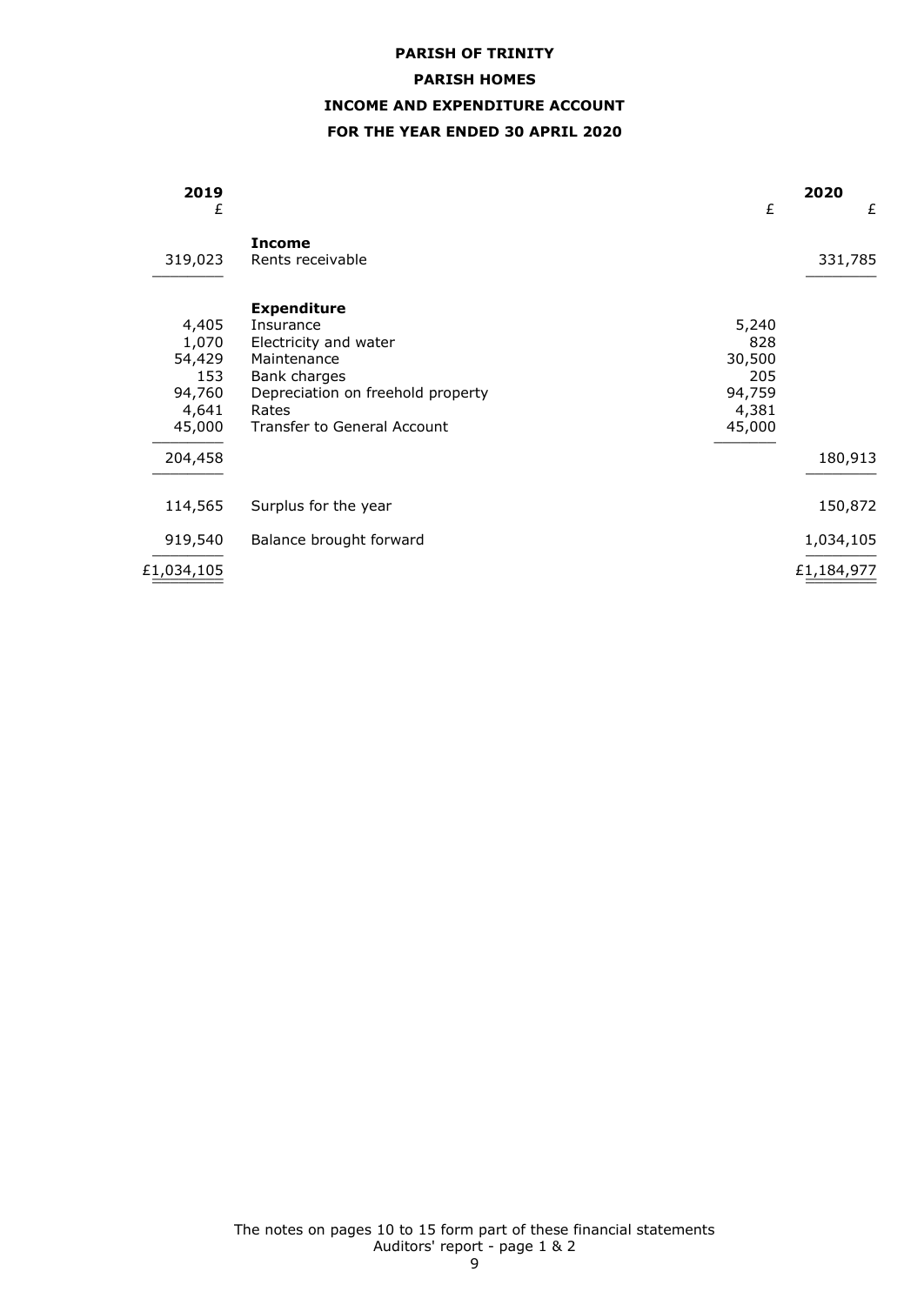**PARISH OF TRINITY**

**PARISH HOMES**

**INCOME AND EXPENDITURE ACCOUNT**

**FOR THE YEAR ENDED 30 APRIL 2020**

| 2019 |  |  | 2020 |
|---|---|---|---|
| £ |  | £ | £ |
|  | **Income** |  |  |
| 319,023 | Rents receivable |  | 331,785 |
|  | **Expenditure** |  |  |
| 4,405 | Insurance | 5,240 |  |
| 1,070 | Electricity and water | 828 |  |
| 54,429 | Maintenance | 30,500 |  |
| 153 | Bank charges | 205 |  |
| 94,760 | Depreciation on freehold property | 94,759 |  |
| 4,641 | Rates | 4,381 |  |
| 45,000 | Transfer to General Account | 45,000 |  |
| 204,458 |  |  | 180,913 |
| 114,565 | Surplus for the year |  | 150,872 |
| 919,540 | Balance brought forward |  | 1,034,105 |
| £1,034,105 |  |  | £1,184,977 |

The notes on pages 10 to 15 form part of these financial statements
Auditors' report - page 1 & 2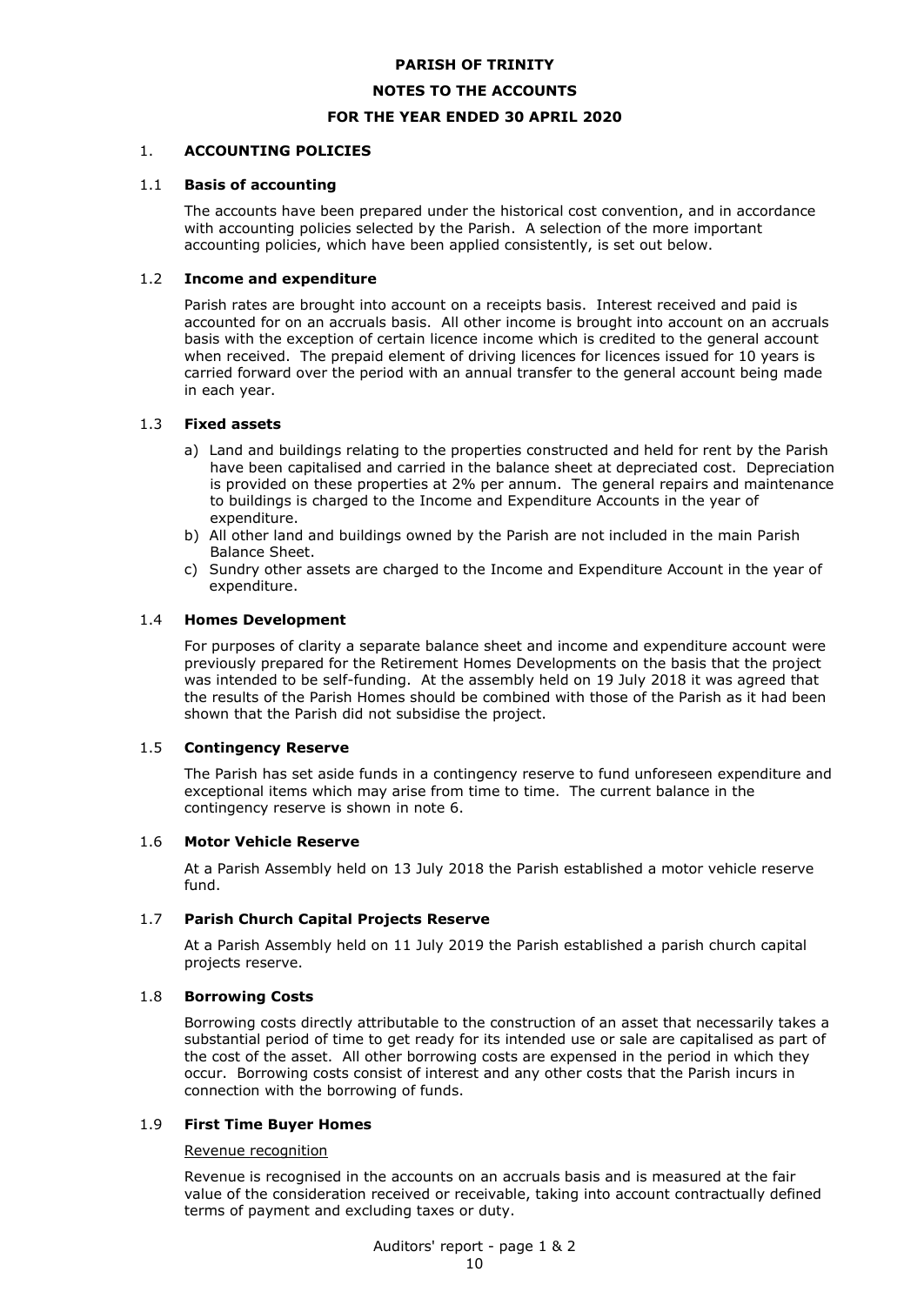**PARISH OF TRINITY**

**NOTES TO THE ACCOUNTS**

**FOR THE YEAR ENDED 30 APRIL 2020**

## 1. ACCOUNTING POLICIES

### 1.1 Basis of accounting

The accounts have been prepared under the historical cost convention, and in accordance with accounting policies selected by the Parish. A selection of the more important accounting policies, which have been applied consistently, is set out below.

### 1.2 Income and expenditure

Parish rates are brought into account on a receipts basis. Interest received and paid is accounted for on an accruals basis. All other income is brought into account on an accruals basis with the exception of certain licence income which is credited to the general account when received. The prepaid element of driving licences for licences issued for 10 years is carried forward over the period with an annual transfer to the general account being made in each year.

### 1.3 Fixed assets

a) Land and buildings relating to the properties constructed and held for rent by the Parish have been capitalised and carried in the balance sheet at depreciated cost. Depreciation is provided on these properties at 2% per annum. The general repairs and maintenance to buildings is charged to the Income and Expenditure Accounts in the year of expenditure.
b) All other land and buildings owned by the Parish are not included in the main Parish Balance Sheet.
c) Sundry other assets are charged to the Income and Expenditure Account in the year of expenditure.

### 1.4 Homes Development

For purposes of clarity a separate balance sheet and income and expenditure account were previously prepared for the Retirement Homes Developments on the basis that the project was intended to be self-funding. At the assembly held on 19 July 2018 it was agreed that the results of the Parish Homes should be combined with those of the Parish as it had been shown that the Parish did not subsidise the project.

### 1.5 Contingency Reserve

The Parish has set aside funds in a contingency reserve to fund unforeseen expenditure and exceptional items which may arise from time to time. The current balance in the contingency reserve is shown in note 6.

### 1.6 Motor Vehicle Reserve

At a Parish Assembly held on 13 July 2018 the Parish established a motor vehicle reserve fund.

### 1.7 Parish Church Capital Projects Reserve

At a Parish Assembly held on 11 July 2019 the Parish established a parish church capital projects reserve.

### 1.8 Borrowing Costs

Borrowing costs directly attributable to the construction of an asset that necessarily takes a substantial period of time to get ready for its intended use or sale are capitalised as part of the cost of the asset. All other borrowing costs are expensed in the period in which they occur. Borrowing costs consist of interest and any other costs that the Parish incurs in connection with the borrowing of funds.

### 1.9 First Time Buyer Homes

Revenue recognition

Revenue is recognised in the accounts on an accruals basis and is measured at the fair value of the consideration received or receivable, taking into account contractually defined terms of payment and excluding taxes or duty.

Auditors' report - page 1 & 2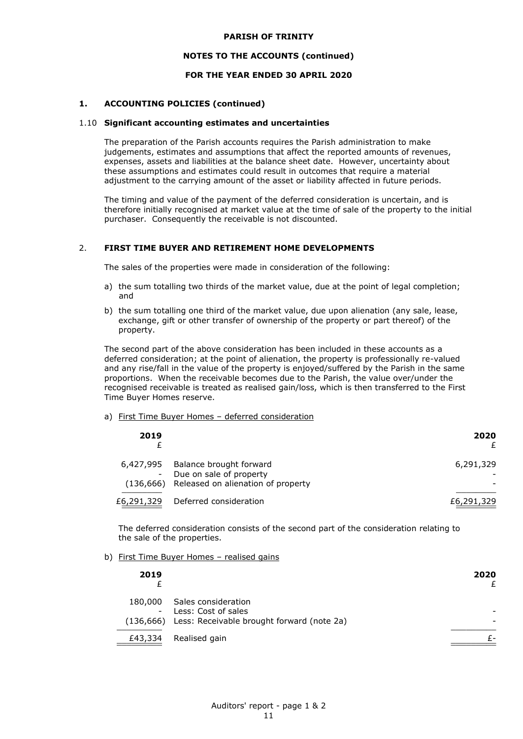PARISH OF TRINITY

NOTES TO THE ACCOUNTS (continued)

FOR THE YEAR ENDED 30 APRIL 2020

## 1. ACCOUNTING POLICIES (continued)

### 1.10 Significant accounting estimates and uncertainties

The preparation of the Parish accounts requires the Parish administration to make judgements, estimates and assumptions that affect the reported amounts of revenues, expenses, assets and liabilities at the balance sheet date. However, uncertainty about these assumptions and estimates could result in outcomes that require a material adjustment to the carrying amount of the asset or liability affected in future periods.

The timing and value of the payment of the deferred consideration is uncertain, and is therefore initially recognised at market value at the time of sale of the property to the initial purchaser. Consequently the receivable is not discounted.

## 2. FIRST TIME BUYER AND RETIREMENT HOME DEVELOPMENTS

The sales of the properties were made in consideration of the following:

a) the sum totalling two thirds of the market value, due at the point of legal completion; and

b) the sum totalling one third of the market value, due upon alienation (any sale, lease, exchange, gift or other transfer of ownership of the property or part thereof) of the property.

The second part of the above consideration has been included in these accounts as a deferred consideration; at the point of alienation, the property is professionally re-valued and any rise/fall in the value of the property is enjoyed/suffered by the Parish in the same proportions. When the receivable becomes due to the Parish, the value over/under the recognised receivable is treated as realised gain/loss, which is then transferred to the First Time Buyer Homes reserve.

a) First Time Buyer Homes – deferred consideration

| 2019<br>£ | | 2020<br>£ |
|---|---|---|
| 6,427,995 | Balance brought forward | 6,291,329 |
| - | Due on sale of property | - |
| (136,666) | Released on alienation of property | - |
| £6,291,329 | Deferred consideration | £6,291,329 |

The deferred consideration consists of the second part of the consideration relating to the sale of the properties.

b) First Time Buyer Homes – realised gains

| 2019<br>£ | | 2020<br>£ |
|---|---|---|
| 180,000 | Sales consideration | |
| - | Less: Cost of sales | - |
| (136,666) | Less: Receivable brought forward (note 2a) | - |
| £43,334 | Realised gain | £- |

Auditors' report - page 1 & 2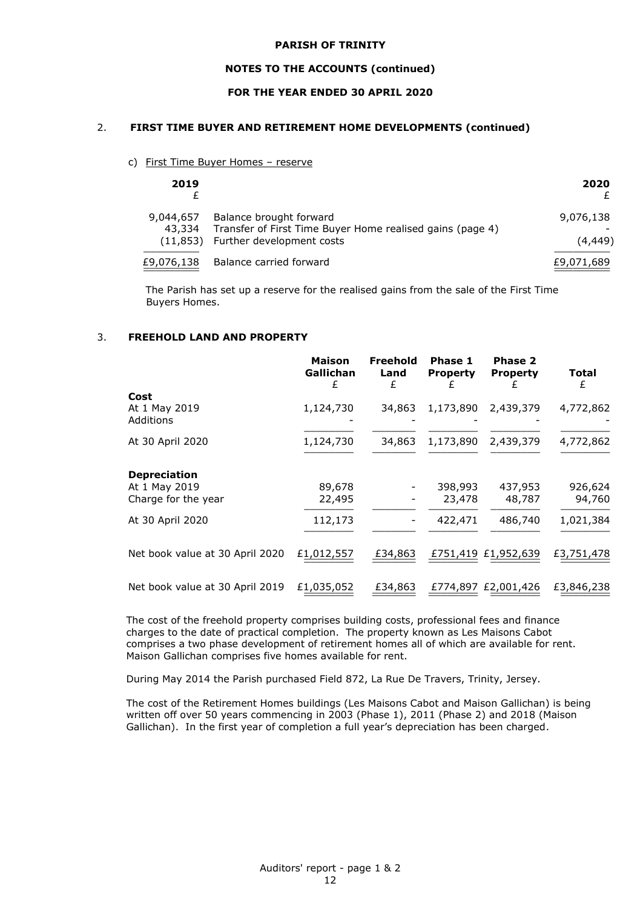**PARISH OF TRINITY**

**NOTES TO THE ACCOUNTS (continued)**

**FOR THE YEAR ENDED 30 APRIL 2020**

## 2. FIRST TIME BUYER AND RETIREMENT HOME DEVELOPMENTS (continued)

c) First Time Buyer Homes – reserve

| 2019 £ | | 2020 £ |
|---|---|---|
| 9,044,657 | Balance brought forward | 9,076,138 |
| 43,334 | Transfer of First Time Buyer Home realised gains (page 4) | - |
| (11,853) | Further development costs | (4,449) |
| £9,076,138 | Balance carried forward | £9,071,689 |

The Parish has set up a reserve for the realised gains from the sale of the First Time Buyers Homes.

## 3. FREEHOLD LAND AND PROPERTY

| | Maison Gallichan £ | Freehold Land £ | Phase 1 Property £ | Phase 2 Property £ | Total £ |
|---|---|---|---|---|---|
| **Cost** | | | | | |
| At 1 May 2019 | 1,124,730 | 34,863 | 1,173,890 | 2,439,379 | 4,772,862 |
| Additions | - | - | - | - | - |
| At 30 April 2020 | 1,124,730 | 34,863 | 1,173,890 | 2,439,379 | 4,772,862 |
| **Depreciation** | | | | | |
| At 1 May 2019 | 89,678 | - | 398,993 | 437,953 | 926,624 |
| Charge for the year | 22,495 | - | 23,478 | 48,787 | 94,760 |
| At 30 April 2020 | 112,173 | - | 422,471 | 486,740 | 1,021,384 |
| Net book value at 30 April 2020 | £1,012,557 | £34,863 | £751,419 | £1,952,639 | £3,751,478 |
| Net book value at 30 April 2019 | £1,035,052 | £34,863 | £774,897 | £2,001,426 | £3,846,238 |

The cost of the freehold property comprises building costs, professional fees and finance charges to the date of practical completion. The property known as Les Maisons Cabot comprises a two phase development of retirement homes all of which are available for rent. Maison Gallichan comprises five homes available for rent.

During May 2014 the Parish purchased Field 872, La Rue De Travers, Trinity, Jersey.

The cost of the Retirement Homes buildings (Les Maisons Cabot and Maison Gallichan) is being written off over 50 years commencing in 2003 (Phase 1), 2011 (Phase 2) and 2018 (Maison Gallichan). In the first year of completion a full year's depreciation has been charged.

Auditors' report - page 1 & 2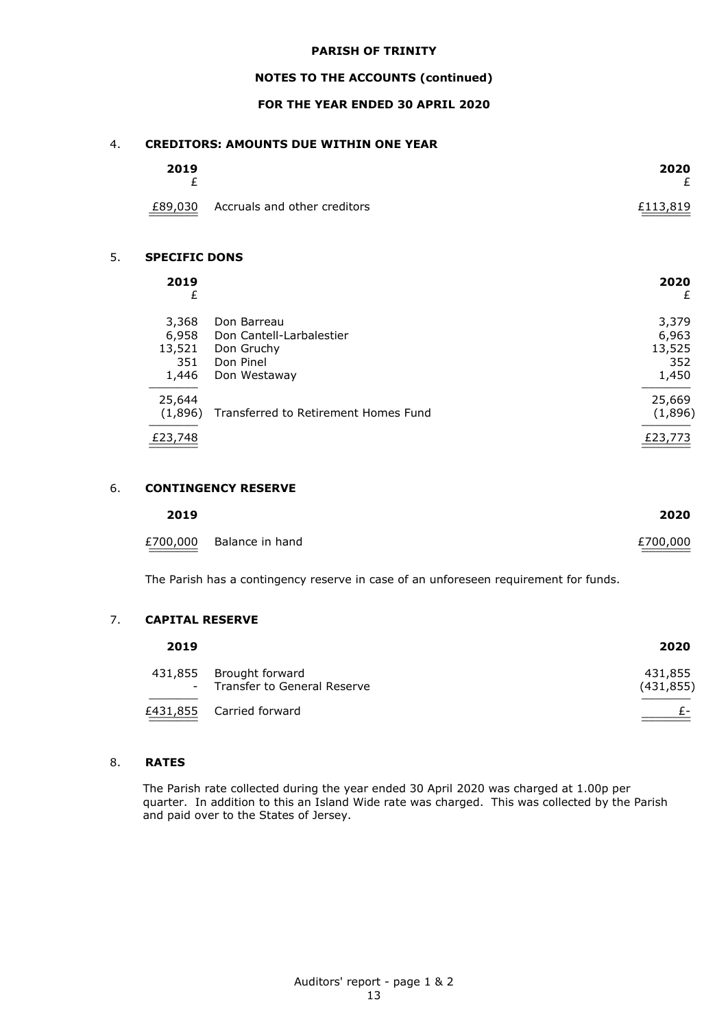# PARISH OF TRINITY

## NOTES TO THE ACCOUNTS (continued)

## FOR THE YEAR ENDED 30 APRIL 2020

### 4. CREDITORS: AMOUNTS DUE WITHIN ONE YEAR

| 2019 £ | | 2020 £ |
|---|---|---|
| £89,030 | Accruals and other creditors | £113,819 |

### 5. SPECIFIC DONS

| 2019 £ | | 2020 £ |
|---|---|---|
| 3,368 | Don Barreau | 3,379 |
| 6,958 | Don Cantell-Larbalestier | 6,963 |
| 13,521 | Don Gruchy | 13,525 |
| 351 | Don Pinel | 352 |
| 1,446 | Don Westaway | 1,450 |
| 25,644 | | 25,669 |
| (1,896) | Transferred to Retirement Homes Fund | (1,896) |
| £23,748 | | £23,773 |

### 6. CONTINGENCY RESERVE

| 2019 | | 2020 |
|---|---|---|
| £700,000 | Balance in hand | £700,000 |

The Parish has a contingency reserve in case of an unforeseen requirement for funds.

### 7. CAPITAL RESERVE

| 2019 | | 2020 |
|---|---|---|
| 431,855 | Brought forward | 431,855 |
| - | Transfer to General Reserve | (431,855) |
| £431,855 | Carried forward | £- |

### 8. RATES

The Parish rate collected during the year ended 30 April 2020 was charged at 1.00p per quarter. In addition to this an Island Wide rate was charged. This was collected by the Parish and paid over to the States of Jersey.

Auditors' report - page 1 & 2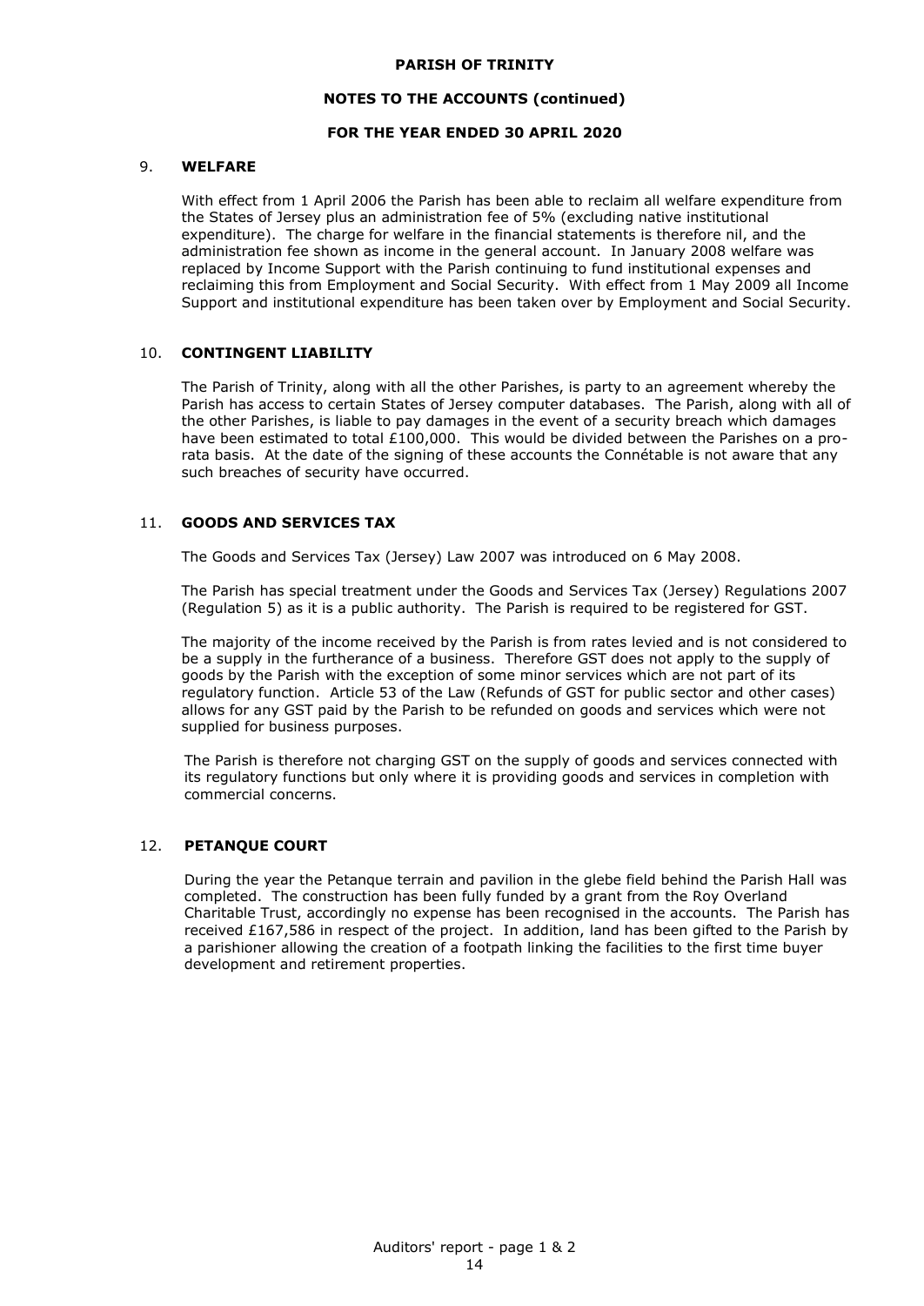## 9. WELFARE

With effect from 1 April 2006 the Parish has been able to reclaim all welfare expenditure from the States of Jersey plus an administration fee of 5% (excluding native institutional expenditure). The charge for welfare in the financial statements is therefore nil, and the administration fee shown as income in the general account. In January 2008 welfare was replaced by Income Support with the Parish continuing to fund institutional expenses and reclaiming this from Employment and Social Security. With effect from 1 May 2009 all Income Support and institutional expenditure has been taken over by Employment and Social Security.

## 10. CONTINGENT LIABILITY

The Parish of Trinity, along with all the other Parishes, is party to an agreement whereby the Parish has access to certain States of Jersey computer databases. The Parish, along with all of the other Parishes, is liable to pay damages in the event of a security breach which damages have been estimated to total £100,000. This would be divided between the Parishes on a pro-rata basis. At the date of the signing of these accounts the Connétable is not aware that any such breaches of security have occurred.

## 11. GOODS AND SERVICES TAX

The Goods and Services Tax (Jersey) Law 2007 was introduced on 6 May 2008.

The Parish has special treatment under the Goods and Services Tax (Jersey) Regulations 2007 (Regulation 5) as it is a public authority. The Parish is required to be registered for GST.

The majority of the income received by the Parish is from rates levied and is not considered to be a supply in the furtherance of a business. Therefore GST does not apply to the supply of goods by the Parish with the exception of some minor services which are not part of its regulatory function. Article 53 of the Law (Refunds of GST for public sector and other cases) allows for any GST paid by the Parish to be refunded on goods and services which were not supplied for business purposes.

The Parish is therefore not charging GST on the supply of goods and services connected with its regulatory functions but only where it is providing goods and services in completion with commercial concerns.

## 12. PETANQUE COURT

During the year the Petanque terrain and pavilion in the glebe field behind the Parish Hall was completed. The construction has been fully funded by a grant from the Roy Overland Charitable Trust, accordingly no expense has been recognised in the accounts. The Parish has received £167,586 in respect of the project. In addition, land has been gifted to the Parish by a parishioner allowing the creation of a footpath linking the facilities to the first time buyer development and retirement properties.

Auditors' report - page 1 & 2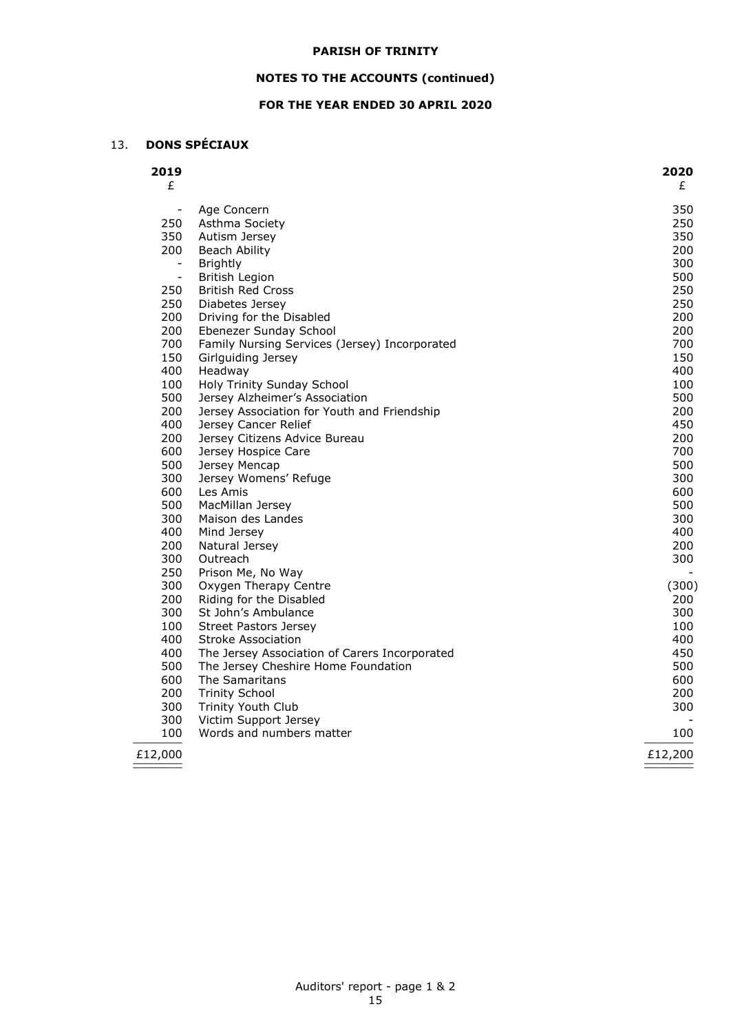**PARISH OF TRINITY**

**NOTES TO THE ACCOUNTS (continued)**

**FOR THE YEAR ENDED 30 APRIL 2020**

## 13. DONS SPÉCIAUX

| 2019 | | 2020 |
|---|---|---|
| £ | | £ |
| - | Age Concern | 350 |
| 250 | Asthma Society | 250 |
| 350 | Autism Jersey | 350 |
| 200 | Beach Ability | 200 |
| - | Brightly | 300 |
| - | British Legion | 500 |
| 250 | British Red Cross | 250 |
| 250 | Diabetes Jersey | 250 |
| 200 | Driving for the Disabled | 200 |
| 200 | Ebenezer Sunday School | 200 |
| 700 | Family Nursing Services (Jersey) Incorporated | 700 |
| 150 | Girlguiding Jersey | 150 |
| 400 | Headway | 400 |
| 100 | Holy Trinity Sunday School | 100 |
| 500 | Jersey Alzheimer's Association | 500 |
| 200 | Jersey Association for Youth and Friendship | 200 |
| 400 | Jersey Cancer Relief | 450 |
| 200 | Jersey Citizens Advice Bureau | 200 |
| 600 | Jersey Hospice Care | 700 |
| 500 | Jersey Mencap | 500 |
| 300 | Jersey Womens' Refuge | 300 |
| 600 | Les Amis | 600 |
| 500 | MacMillan Jersey | 500 |
| 300 | Maison des Landes | 300 |
| 400 | Mind Jersey | 400 |
| 200 | Natural Jersey | 200 |
| 300 | Outreach | 300 |
| 250 | Prison Me, No Way | - |
| 300 | Oxygen Therapy Centre | (300) |
| 200 | Riding for the Disabled | 200 |
| 300 | St John's Ambulance | 300 |
| 100 | Street Pastors Jersey | 100 |
| 400 | Stroke Association | 400 |
| 400 | The Jersey Association of Carers Incorporated | 450 |
| 500 | The Jersey Cheshire Home Foundation | 500 |
| 600 | The Samaritans | 600 |
| 200 | Trinity School | 200 |
| 300 | Trinity Youth Club | 300 |
| 300 | Victim Support Jersey | - |
| 100 | Words and numbers matter | 100 |
| £12,000 | | £12,200 |

Auditors' report - page 1 & 2